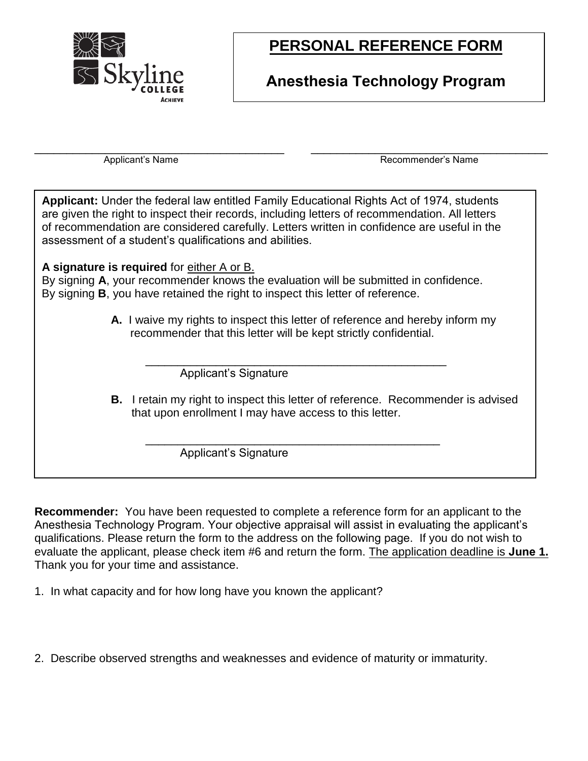# PERSONAL REFERENCE FORM

## Anesthesia Technology Program

_____________________________________ Applicant's Name

_____________________________________ Recommender's Name

**Applicant:** Under the federal law entitled Family Educational Rights Act of 1974, students are given the right to inspect their records, including letters of recommendation. All letters of recommendation are considered carefully. Letters written in confidence are useful in the assessment of a student's qualifications and abilities.

**A signature is required** for either A or B.
By signing **A**, your recommender knows the evaluation will be submitted in confidence.
By signing **B**, you have retained the right to inspect this letter of reference.

**A.** I waive my rights to inspect this letter of reference and hereby inform my recommender that this letter will be kept strictly confidential.

_____________________________________
Applicant's Signature

**B.** I retain my right to inspect this letter of reference. Recommender is advised that upon enrollment I may have access to this letter.

_____________________________________
Applicant's Signature

**Recommender:** You have been requested to complete a reference form for an applicant to the Anesthesia Technology Program. Your objective appraisal will assist in evaluating the applicant's qualifications. Please return the form to the address on the following page. If you do not wish to evaluate the applicant, please check item #6 and return the form. The application deadline is **June 1.** Thank you for your time and assistance.

1. In what capacity and for how long have you known the applicant?

2. Describe observed strengths and weaknesses and evidence of maturity or immaturity.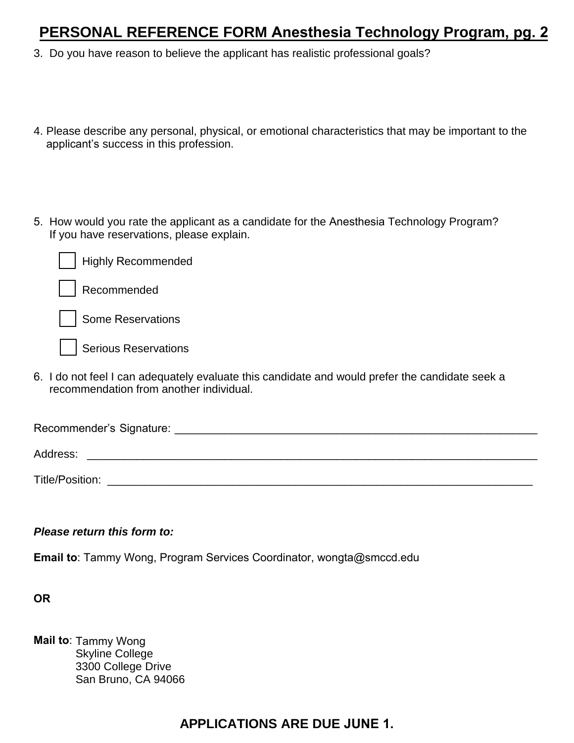# PERSONAL REFERENCE FORM Anesthesia Technology Program, pg. 2

3. Do you have reason to believe the applicant has realistic professional goals?

4. Please describe any personal, physical, or emotional characteristics that may be important to the applicant's success in this profession.

5. How would you rate the applicant as a candidate for the Anesthesia Technology Program? If you have reservations, please explain.

- [ ] Highly Recommended
- [ ] Recommended
- [ ] Some Reservations
- [ ] Serious Reservations

6. I do not feel I can adequately evaluate this candidate and would prefer the candidate seek a recommendation from another individual.

Recommender's Signature: ____________________________________________________________

Address: ___________________________________________________________________________

Title/Position: ______________________________________________________________________

***Please return this form to:***

**Email to**: Tammy Wong, Program Services Coordinator, wongta@smccd.edu

**OR**

**Mail to**: Tammy Wong
Skyline College
3300 College Drive
San Bruno, CA 94066

**APPLICATIONS ARE DUE JUNE 1.**